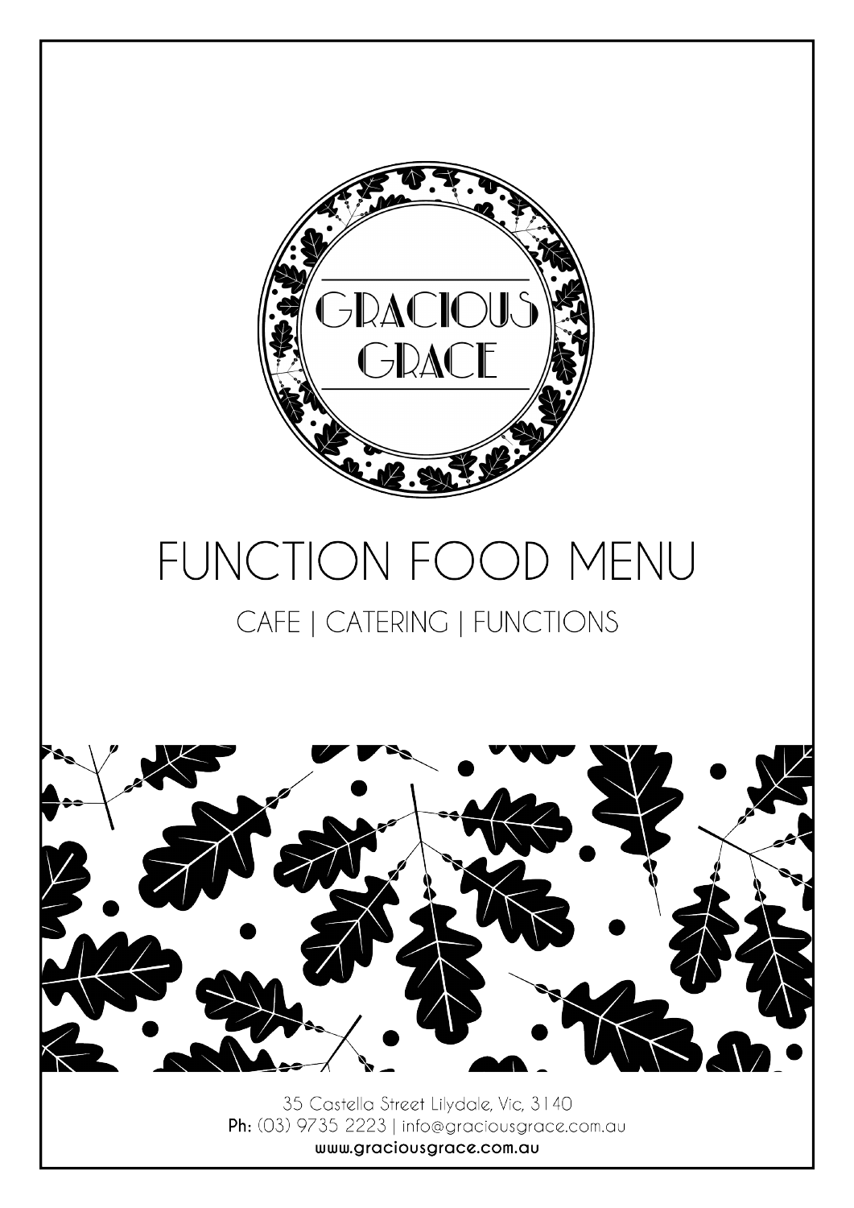# GRACIOUS GRACE

# FUNCTION FOOD MENU

## CAFE | CATERING | FUNCTIONS

35 Castella Street Lilydale, Vic, 3140

**Ph:** (03) 9735 2223 | info@graciousgrace.com.au

**www.graciousgrace.com.au**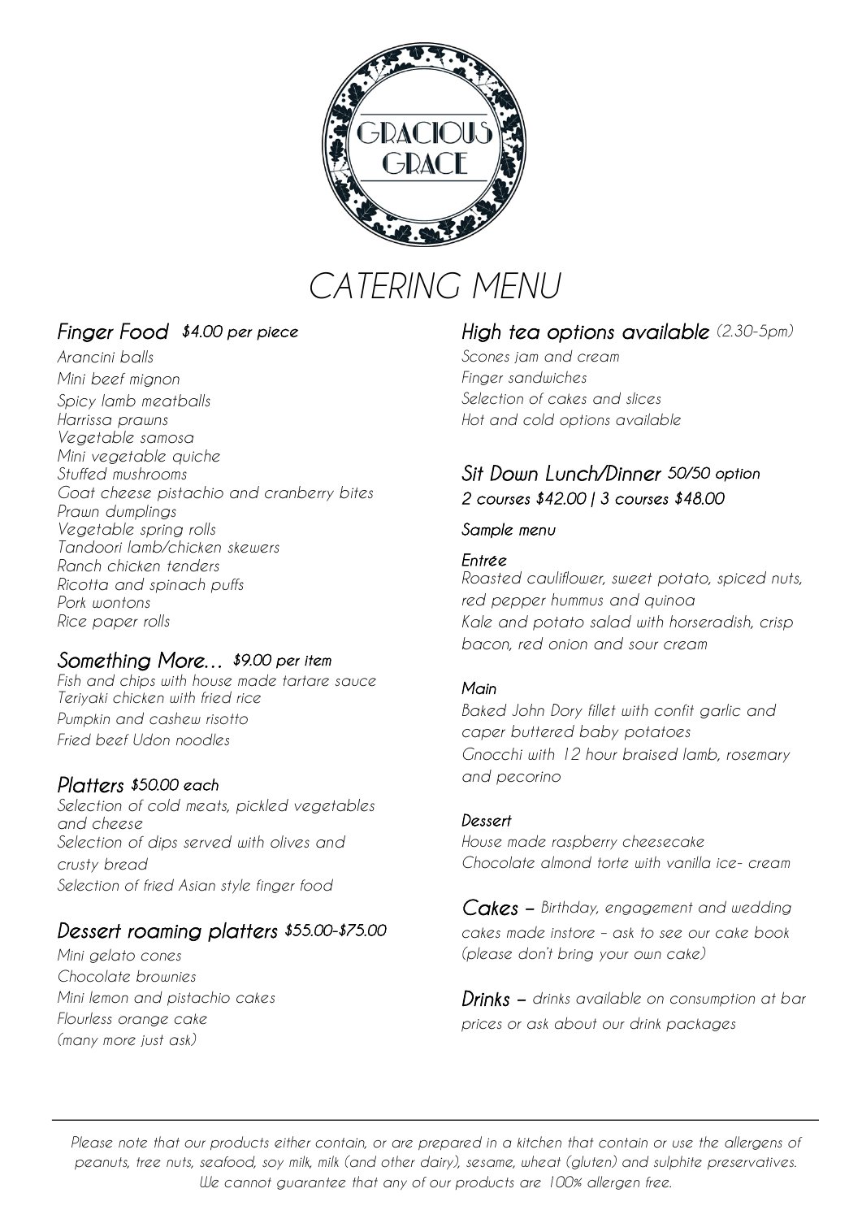GRACIOUS GRACE

# CATERING MENU

## Finger Food *$4.00 per piece*

*Arancini balls*
*Mini beef mignon*
*Spicy lamb meatballs*
*Harrissa prawns*
*Vegetable samosa*
*Mini vegetable quiche*
*Stuffed mushrooms*
*Goat cheese pistachio and cranberry bites*
*Prawn dumplings*
*Vegetable spring rolls*
*Tandoori lamb/chicken skewers*
*Ranch chicken tenders*
*Ricotta and spinach puffs*
*Pork wontons*
*Rice paper rolls*

## Something More… *$9.00 per item*

*Fish and chips with house made tartare sauce*
*Teriyaki chicken with fried rice*
*Pumpkin and cashew risotto*
*Fried beef Udon noodles*

## Platters *$50.00 each*

*Selection of cold meats, pickled vegetables and cheese*
*Selection of dips served with olives and crusty bread*
*Selection of fried Asian style finger food*

## Dessert roaming platters *$55.00-$75.00*

*Mini gelato cones*
*Chocolate brownies*
*Mini lemon and pistachio cakes*
*Flourless orange cake*
*(many more just ask)*

## High tea options available *(2.30-5pm)*

*Scones jam and cream*
*Finger sandwiches*
*Selection of cakes and slices*
*Hot and cold options available*

## Sit Down Lunch/Dinner *50/50 option*

**2 courses $42.00 | 3 courses $48.00**

**Sample menu**

### Entrée

*Roasted cauliflower, sweet potato, spiced nuts, red pepper hummus and quinoa*
*Kale and potato salad with horseradish, crisp bacon, red onion and sour cream*

### Main

*Baked John Dory fillet with confit garlic and caper buttered baby potatoes*
*Gnocchi with 12 hour braised lamb, rosemary and pecorino*

### Dessert

*House made raspberry cheesecake*
*Chocolate almond torte with vanilla ice- cream*

**Cakes –** *Birthday, engagement and wedding cakes made instore – ask to see our cake book (please don't bring your own cake)*

**Drinks –** *drinks available on consumption at bar prices or ask about our drink packages*

---

*Please note that our products either contain, or are prepared in a kitchen that contain or use the allergens of peanuts, tree nuts, seafood, soy milk, milk (and other dairy), sesame, wheat (gluten) and sulphite preservatives. We cannot guarantee that any of our products are 100% allergen free.*